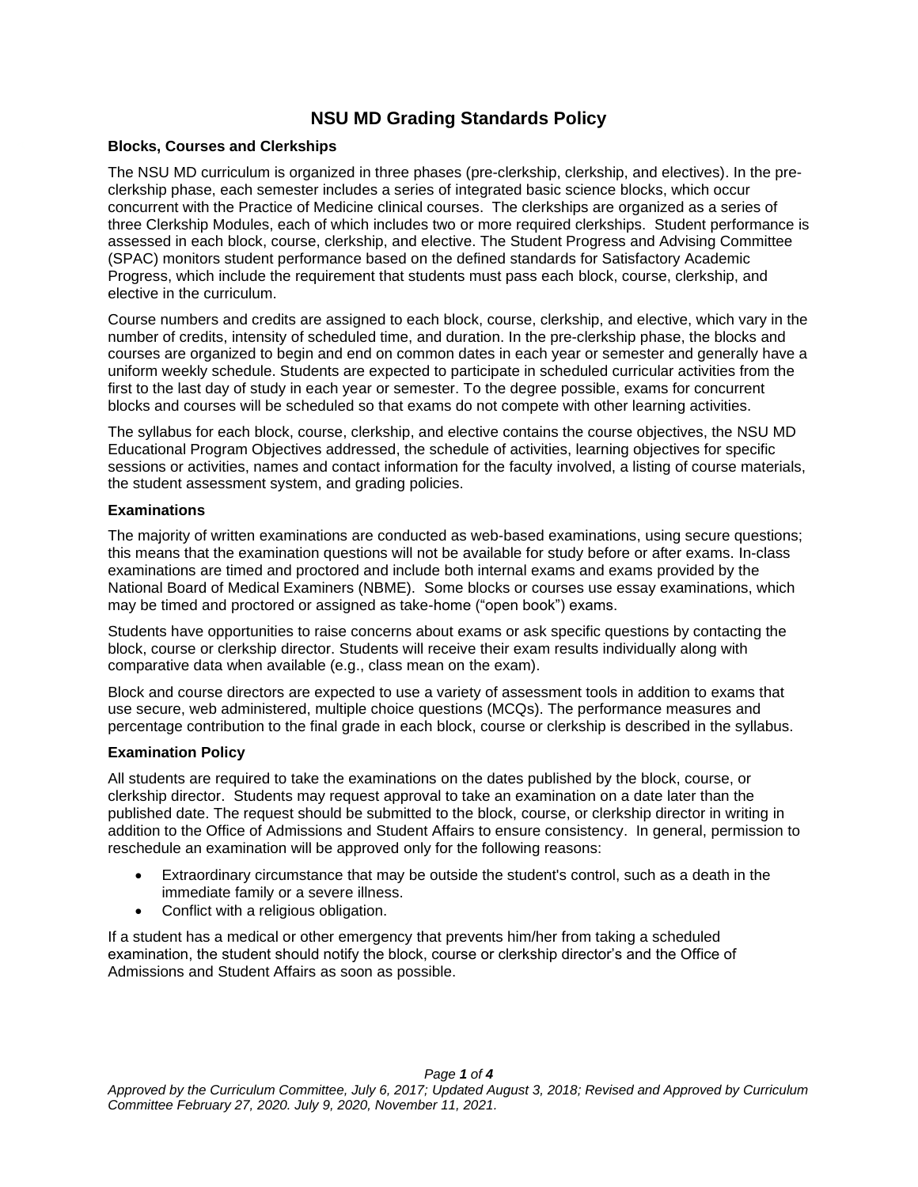# NSU MD Grading Standards Policy

### Blocks, Courses and Clerkships

The NSU MD curriculum is organized in three phases (pre-clerkship, clerkship, and electives). In the pre-clerkship phase, each semester includes a series of integrated basic science blocks, which occur concurrent with the Practice of Medicine clinical courses. The clerkships are organized as a series of three Clerkship Modules, each of which includes two or more required clerkships. Student performance is assessed in each block, course, clerkship, and elective. The Student Progress and Advising Committee (SPAC) monitors student performance based on the defined standards for Satisfactory Academic Progress, which include the requirement that students must pass each block, course, clerkship, and elective in the curriculum.

Course numbers and credits are assigned to each block, course, clerkship, and elective, which vary in the number of credits, intensity of scheduled time, and duration. In the pre-clerkship phase, the blocks and courses are organized to begin and end on common dates in each year or semester and generally have a uniform weekly schedule. Students are expected to participate in scheduled curricular activities from the first to the last day of study in each year or semester. To the degree possible, exams for concurrent blocks and courses will be scheduled so that exams do not compete with other learning activities.

The syllabus for each block, course, clerkship, and elective contains the course objectives, the NSU MD Educational Program Objectives addressed, the schedule of activities, learning objectives for specific sessions or activities, names and contact information for the faculty involved, a listing of course materials, the student assessment system, and grading policies.

### Examinations

The majority of written examinations are conducted as web-based examinations, using secure questions; this means that the examination questions will not be available for study before or after exams. In-class examinations are timed and proctored and include both internal exams and exams provided by the National Board of Medical Examiners (NBME). Some blocks or courses use essay examinations, which may be timed and proctored or assigned as take-home ("open book") exams.

Students have opportunities to raise concerns about exams or ask specific questions by contacting the block, course or clerkship director. Students will receive their exam results individually along with comparative data when available (e.g., class mean on the exam).

Block and course directors are expected to use a variety of assessment tools in addition to exams that use secure, web administered, multiple choice questions (MCQs). The performance measures and percentage contribution to the final grade in each block, course or clerkship is described in the syllabus.

### Examination Policy

All students are required to take the examinations on the dates published by the block, course, or clerkship director. Students may request approval to take an examination on a date later than the published date. The request should be submitted to the block, course, or clerkship director in writing in addition to the Office of Admissions and Student Affairs to ensure consistency. In general, permission to reschedule an examination will be approved only for the following reasons:

- Extraordinary circumstance that may be outside the student's control, such as a death in the immediate family or a severe illness.
- Conflict with a religious obligation.

If a student has a medical or other emergency that prevents him/her from taking a scheduled examination, the student should notify the block, course or clerkship director's and the Office of Admissions and Student Affairs as soon as possible.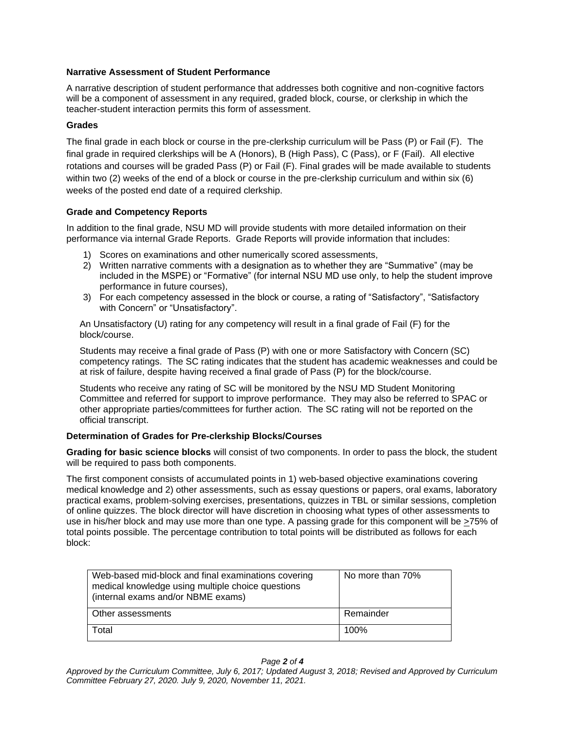### Narrative Assessment of Student Performance

A narrative description of student performance that addresses both cognitive and non-cognitive factors will be a component of assessment in any required, graded block, course, or clerkship in which the teacher-student interaction permits this form of assessment.

### Grades

The final grade in each block or course in the pre-clerkship curriculum will be Pass (P) or Fail (F). The final grade in required clerkships will be A (Honors), B (High Pass), C (Pass), or F (Fail). All elective rotations and courses will be graded Pass (P) or Fail (F). Final grades will be made available to students within two (2) weeks of the end of a block or course in the pre-clerkship curriculum and within six (6) weeks of the posted end date of a required clerkship.

### Grade and Competency Reports

In addition to the final grade, NSU MD will provide students with more detailed information on their performance via internal Grade Reports. Grade Reports will provide information that includes:

1) Scores on examinations and other numerically scored assessments,
2) Written narrative comments with a designation as to whether they are "Summative" (may be included in the MSPE) or "Formative" (for internal NSU MD use only, to help the student improve performance in future courses),
3) For each competency assessed in the block or course, a rating of "Satisfactory", "Satisfactory with Concern" or "Unsatisfactory".

An Unsatisfactory (U) rating for any competency will result in a final grade of Fail (F) for the block/course.

Students may receive a final grade of Pass (P) with one or more Satisfactory with Concern (SC) competency ratings. The SC rating indicates that the student has academic weaknesses and could be at risk of failure, despite having received a final grade of Pass (P) for the block/course.

Students who receive any rating of SC will be monitored by the NSU MD Student Monitoring Committee and referred for support to improve performance. They may also be referred to SPAC or other appropriate parties/committees for further action. The SC rating will not be reported on the official transcript.

### Determination of Grades for Pre-clerkship Blocks/Courses

**Grading for basic science blocks** will consist of two components. In order to pass the block, the student will be required to pass both components.

The first component consists of accumulated points in 1) web-based objective examinations covering medical knowledge and 2) other assessments, such as essay questions or papers, oral exams, laboratory practical exams, problem-solving exercises, presentations, quizzes in TBL or similar sessions, completion of online quizzes. The block director will have discretion in choosing what types of other assessments to use in his/her block and may use more than one type. A passing grade for this component will be ≥75% of total points possible. The percentage contribution to total points will be distributed as follows for each block:

| Web-based mid-block and final examinations covering medical knowledge using multiple choice questions (internal exams and/or NBME exams) | No more than 70% |
|---|---|
| Other assessments | Remainder |
| Total | 100% |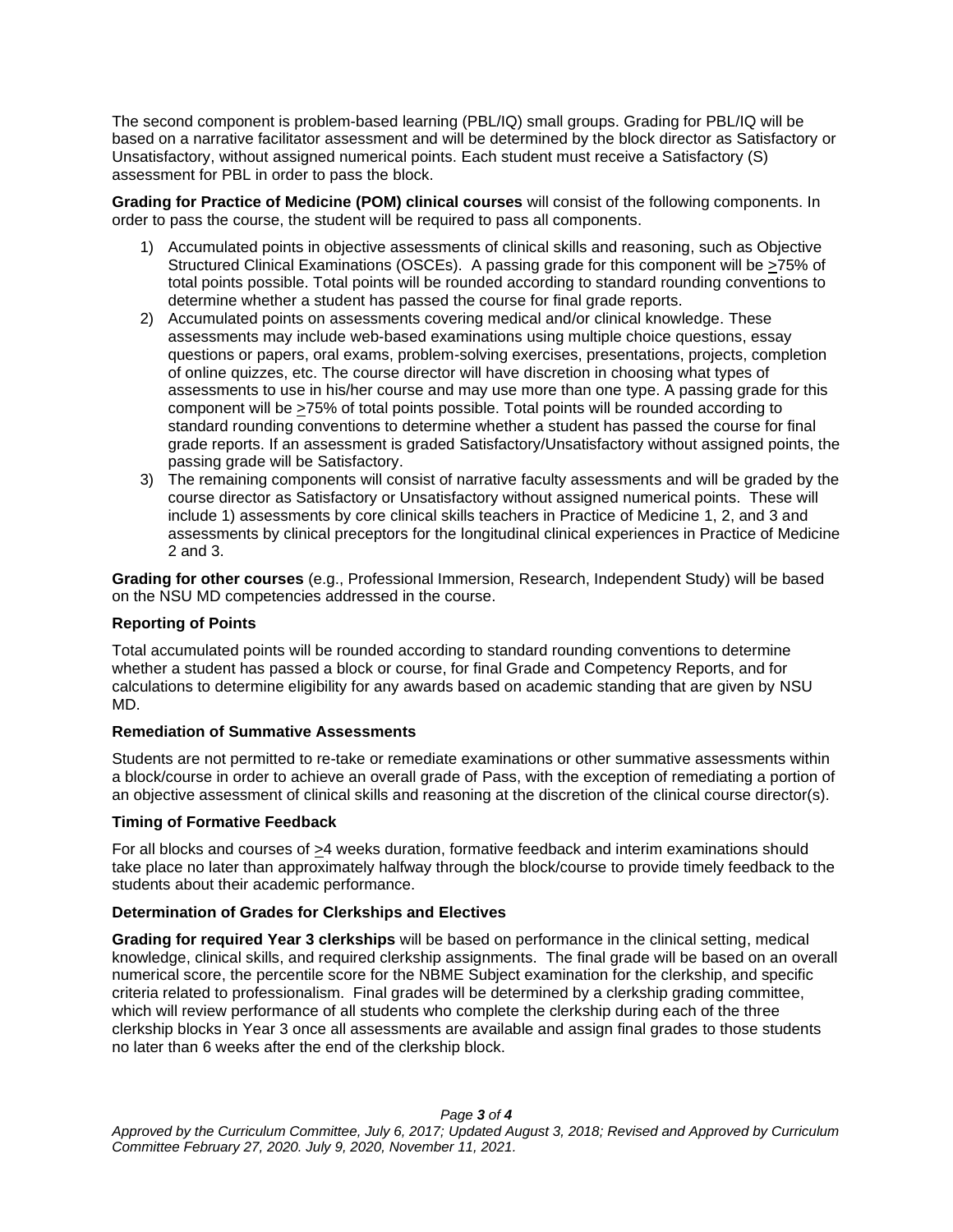The second component is problem-based learning (PBL/IQ) small groups. Grading for PBL/IQ will be based on a narrative facilitator assessment and will be determined by the block director as Satisfactory or Unsatisfactory, without assigned numerical points. Each student must receive a Satisfactory (S) assessment for PBL in order to pass the block.

**Grading for Practice of Medicine (POM) clinical courses** will consist of the following components. In order to pass the course, the student will be required to pass all components.

1) Accumulated points in objective assessments of clinical skills and reasoning, such as Objective Structured Clinical Examinations (OSCEs). A passing grade for this component will be ≥75% of total points possible. Total points will be rounded according to standard rounding conventions to determine whether a student has passed the course for final grade reports.
2) Accumulated points on assessments covering medical and/or clinical knowledge. These assessments may include web-based examinations using multiple choice questions, essay questions or papers, oral exams, problem-solving exercises, presentations, projects, completion of online quizzes, etc. The course director will have discretion in choosing what types of assessments to use in his/her course and may use more than one type. A passing grade for this component will be ≥75% of total points possible. Total points will be rounded according to standard rounding conventions to determine whether a student has passed the course for final grade reports. If an assessment is graded Satisfactory/Unsatisfactory without assigned points, the passing grade will be Satisfactory.
3) The remaining components will consist of narrative faculty assessments and will be graded by the course director as Satisfactory or Unsatisfactory without assigned numerical points. These will include 1) assessments by core clinical skills teachers in Practice of Medicine 1, 2, and 3 and assessments by clinical preceptors for the longitudinal clinical experiences in Practice of Medicine 2 and 3.

**Grading for other courses** (e.g., Professional Immersion, Research, Independent Study) will be based on the NSU MD competencies addressed in the course.

### Reporting of Points

Total accumulated points will be rounded according to standard rounding conventions to determine whether a student has passed a block or course, for final Grade and Competency Reports, and for calculations to determine eligibility for any awards based on academic standing that are given by NSU MD.

### Remediation of Summative Assessments

Students are not permitted to re-take or remediate examinations or other summative assessments within a block/course in order to achieve an overall grade of Pass, with the exception of remediating a portion of an objective assessment of clinical skills and reasoning at the discretion of the clinical course director(s).

### Timing of Formative Feedback

For all blocks and courses of ≥4 weeks duration, formative feedback and interim examinations should take place no later than approximately halfway through the block/course to provide timely feedback to the students about their academic performance.

### Determination of Grades for Clerkships and Electives

**Grading for required Year 3 clerkships** will be based on performance in the clinical setting, medical knowledge, clinical skills, and required clerkship assignments. The final grade will be based on an overall numerical score, the percentile score for the NBME Subject examination for the clerkship, and specific criteria related to professionalism. Final grades will be determined by a clerkship grading committee, which will review performance of all students who complete the clerkship during each of the three clerkship blocks in Year 3 once all assessments are available and assign final grades to those students no later than 6 weeks after the end of the clerkship block.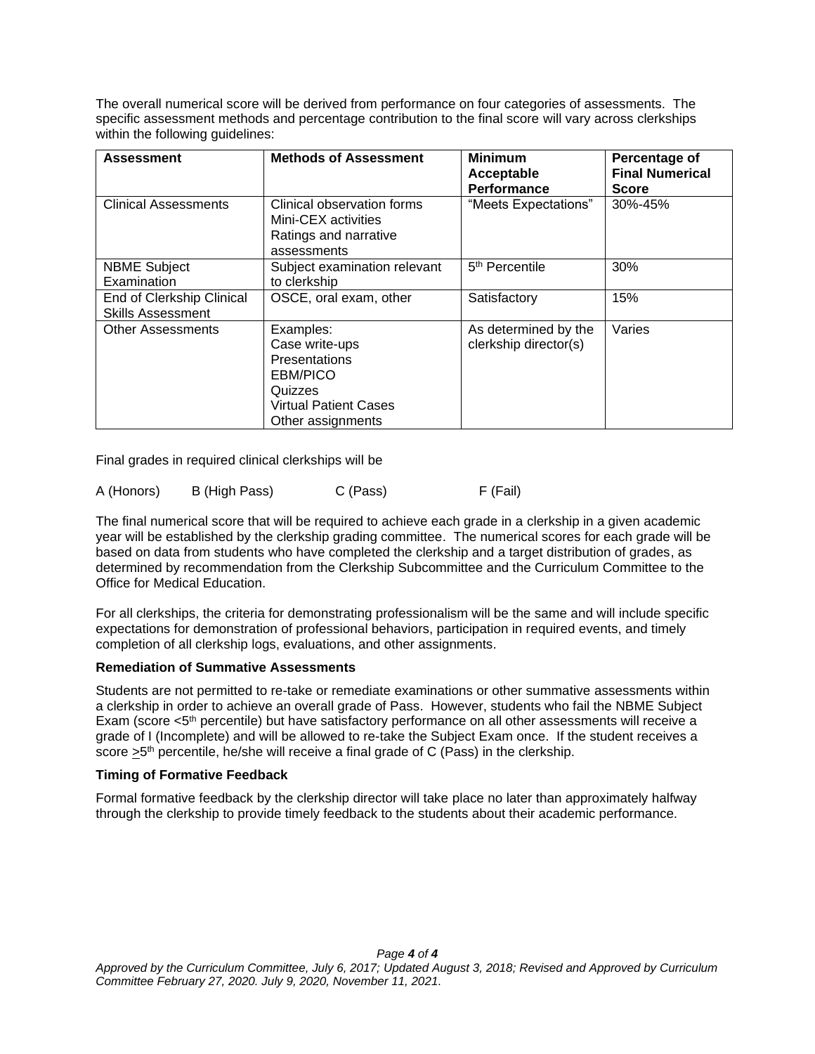The overall numerical score will be derived from performance on four categories of assessments. The specific assessment methods and percentage contribution to the final score will vary across clerkships within the following guidelines:

| Assessment | Methods of Assessment | Minimum Acceptable Performance | Percentage of Final Numerical Score |
|---|---|---|---|
| Clinical Assessments | Clinical observation forms<br>Mini-CEX activities<br>Ratings and narrative assessments | "Meets Expectations" | 30%-45% |
| NBME Subject Examination | Subject examination relevant to clerkship | 5th Percentile | 30% |
| End of Clerkship Clinical Skills Assessment | OSCE, oral exam, other | Satisfactory | 15% |
| Other Assessments | Examples:<br>Case write-ups<br>Presentations<br>EBM/PICO<br>Quizzes<br>Virtual Patient Cases<br>Other assignments | As determined by the clerkship director(s) | Varies |

Final grades in required clinical clerkships will be

A (Honors)     B (High Pass)     C (Pass)     F (Fail)

The final numerical score that will be required to achieve each grade in a clerkship in a given academic year will be established by the clerkship grading committee. The numerical scores for each grade will be based on data from students who have completed the clerkship and a target distribution of grades, as determined by recommendation from the Clerkship Subcommittee and the Curriculum Committee to the Office for Medical Education.

For all clerkships, the criteria for demonstrating professionalism will be the same and will include specific expectations for demonstration of professional behaviors, participation in required events, and timely completion of all clerkship logs, evaluations, and other assignments.

**Remediation of Summative Assessments**

Students are not permitted to re-take or remediate examinations or other summative assessments within a clerkship in order to achieve an overall grade of Pass. However, students who fail the NBME Subject Exam (score <5th percentile) but have satisfactory performance on all other assessments will receive a grade of I (Incomplete) and will be allowed to re-take the Subject Exam once. If the student receives a score ≥5th percentile, he/she will receive a final grade of C (Pass) in the clerkship.

**Timing of Formative Feedback**

Formal formative feedback by the clerkship director will take place no later than approximately halfway through the clerkship to provide timely feedback to the students about their academic performance.

*Approved by the Curriculum Committee, July 6, 2017; Updated August 3, 2018; Revised and Approved by Curriculum Committee February 27, 2020. July 9, 2020, November 11, 2021.*